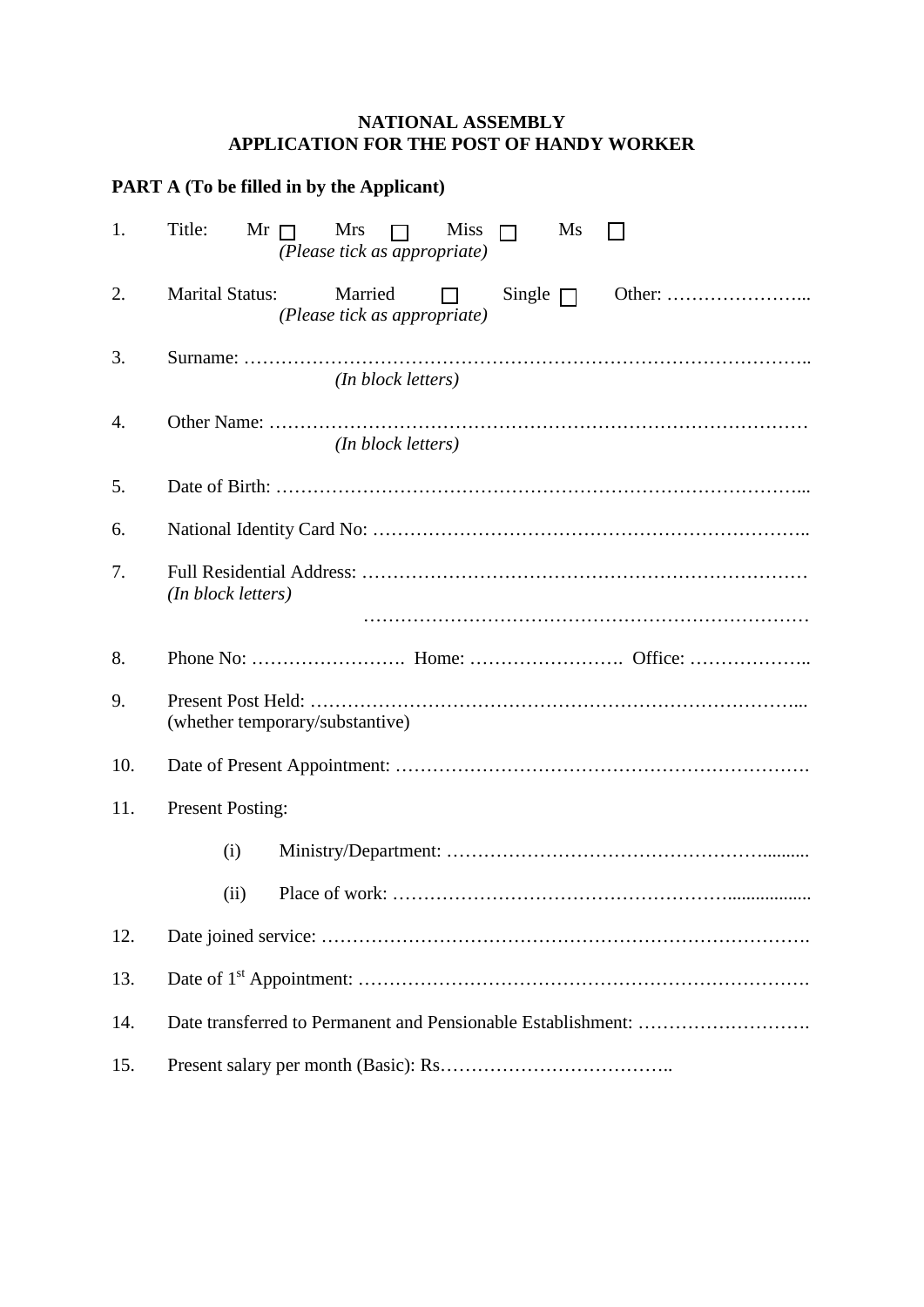**NATIONAL ASSEMBLY**
**APPLICATION FOR THE POST OF HANDY WORKER**

**PART A (To be filled in by the Applicant)**

1. Title: Mr ☐ Mrs ☐ Miss ☐ Ms ☐
   *(Please tick as appropriate)*

2. Marital Status: Married ☐ Single ☐ Other: …………………...
   *(Please tick as appropriate)*

3. Surname: ……………………………………………………………………………..
   *(In block letters)*

4. Other Name: …………………………………………………………………………
   *(In block letters)*

5. Date of Birth: ………………………………………………………………………...

6. National Identity Card No: ……………………………………………………………..

7. Full Residential Address: ………………………………………………………………
   *(In block letters)*
   ………………………………………………………………

8. Phone No: ……………………. Home: ……………………. Office: ………………..

9. Present Post Held: ……………………………………………………………………...
   (whether temporary/substantive)

10. Date of Present Appointment: ………………………………………………………….

11. Present Posting:

    (i) Ministry/Department: ………………………………………………..........

    (ii) Place of work: ………………………………………………..................

12. Date joined service: …………………………………………………………………….

13. Date of 1st Appointment: ……………………………………………………………….

14. Date transferred to Permanent and Pensionable Establishment: ……………………….

15. Present salary per month (Basic): Rs………………………………..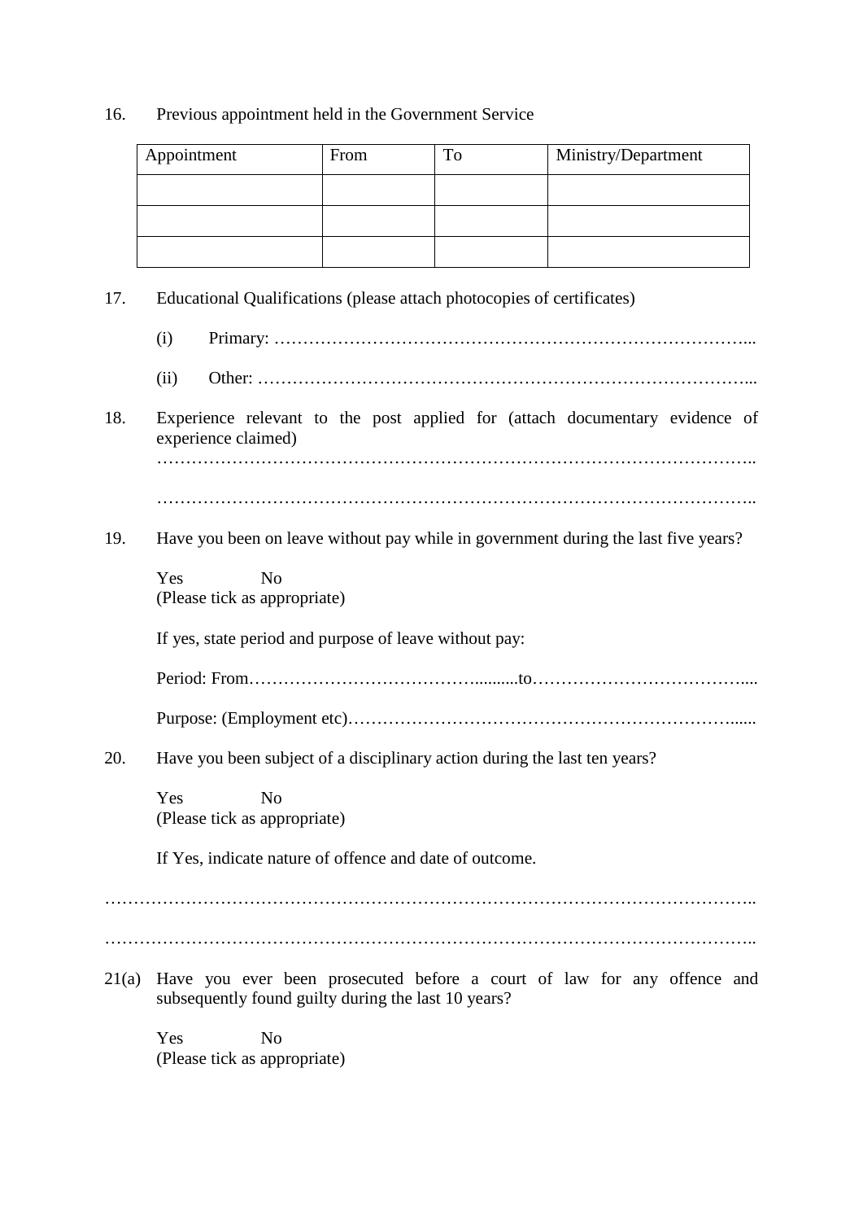16. Previous appointment held in the Government Service

| Appointment | From | To | Ministry/Department |
|---|---|---|---|
| | | | |
| | | | |
| | | | |

17. Educational Qualifications (please attach photocopies of certificates)

    (i) Primary: …………………………………………………………………………...

    (ii) Other: …………………………………………………………………………...

18. Experience relevant to the post applied for (attach documentary evidence of experience claimed)

    ………………………………………………………………………………………..

    ………………………………………………………………………………………..

19. Have you been on leave without pay while in government during the last five years?

    Yes No
    (Please tick as appropriate)

    If yes, state period and purpose of leave without pay:

    Period: From………………………………….........to………………………………....

    Purpose: (Employment etc)…………………………………………………………......

20. Have you been subject of a disciplinary action during the last ten years?

    Yes No
    (Please tick as appropriate)

    If Yes, indicate nature of offence and date of outcome.

………………………………………………………………………………………………..

………………………………………………………………………………………………..

21(a) Have you ever been prosecuted before a court of law for any offence and subsequently found guilty during the last 10 years?

    Yes No
    (Please tick as appropriate)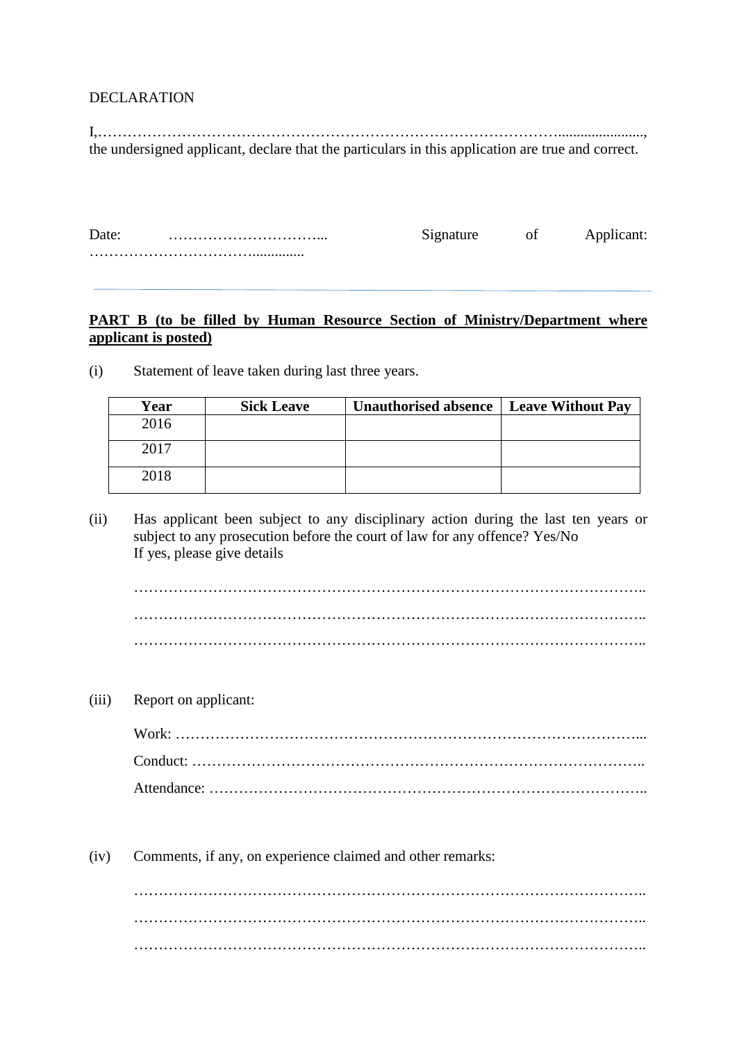DECLARATION

I,………………………………………………………………………………………......................., the undersigned applicant, declare that the particulars in this application are true and correct.

Date: …………………………... Signature of Applicant: …………………………….............

---

**PART B (to be filled by Human Resource Section of Ministry/Department where applicant is posted)**

(i) Statement of leave taken during last three years.

| Year | Sick Leave | Unauthorised absence | Leave Without Pay |
|---|---|---|---|
| 2016 | | | |
| 2017 | | | |
| 2018 | | | |

(ii) Has applicant been subject to any disciplinary action during the last ten years or subject to any prosecution before the court of law for any offence? Yes/No
If yes, please give details

………………………………………………………………………………………………..

………………………………………………………………………………………………..

………………………………………………………………………………………………..

(iii) Report on applicant:

Work: …………………………………………………………………………………...

Conduct: ……………………………………………………………………………….

Attendance: ……………………………………………………………………………..

(iv) Comments, if any, on experience claimed and other remarks:

………………………………………………………………………………………………..

………………………………………………………………………………………………..

………………………………………………………………………………………………..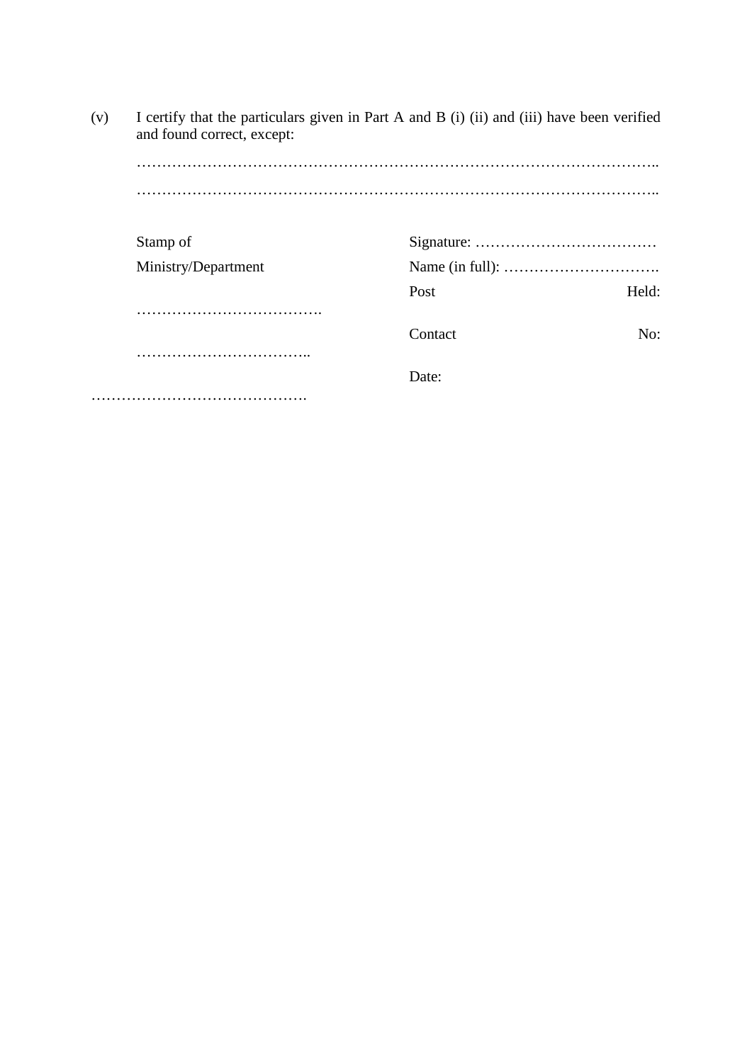(v) I certify that the particulars given in Part A and B (i) (ii) and (iii) have been verified and found correct, except:

…………………………………………………………………………………………..

…………………………………………………………………………………………..

Stamp of

Ministry/Department

……………………………….

……………………………..

…………………………………….

Signature: ………………………………

Name (in full): ………………………….

Post Held:

Contact No:

Date: